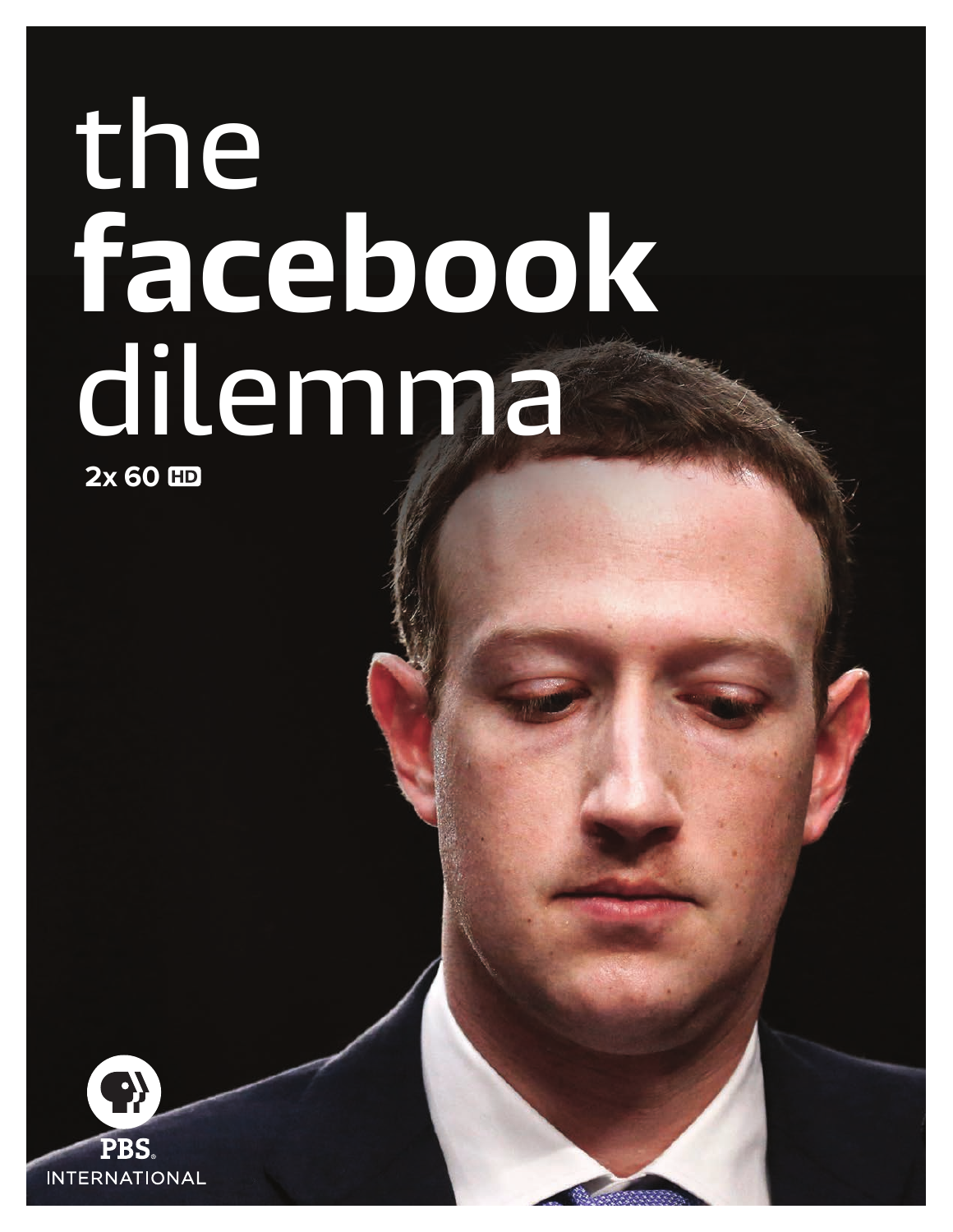# the **facebook** dilemma

**2x 60 HD**

PBS
INTERNATIONAL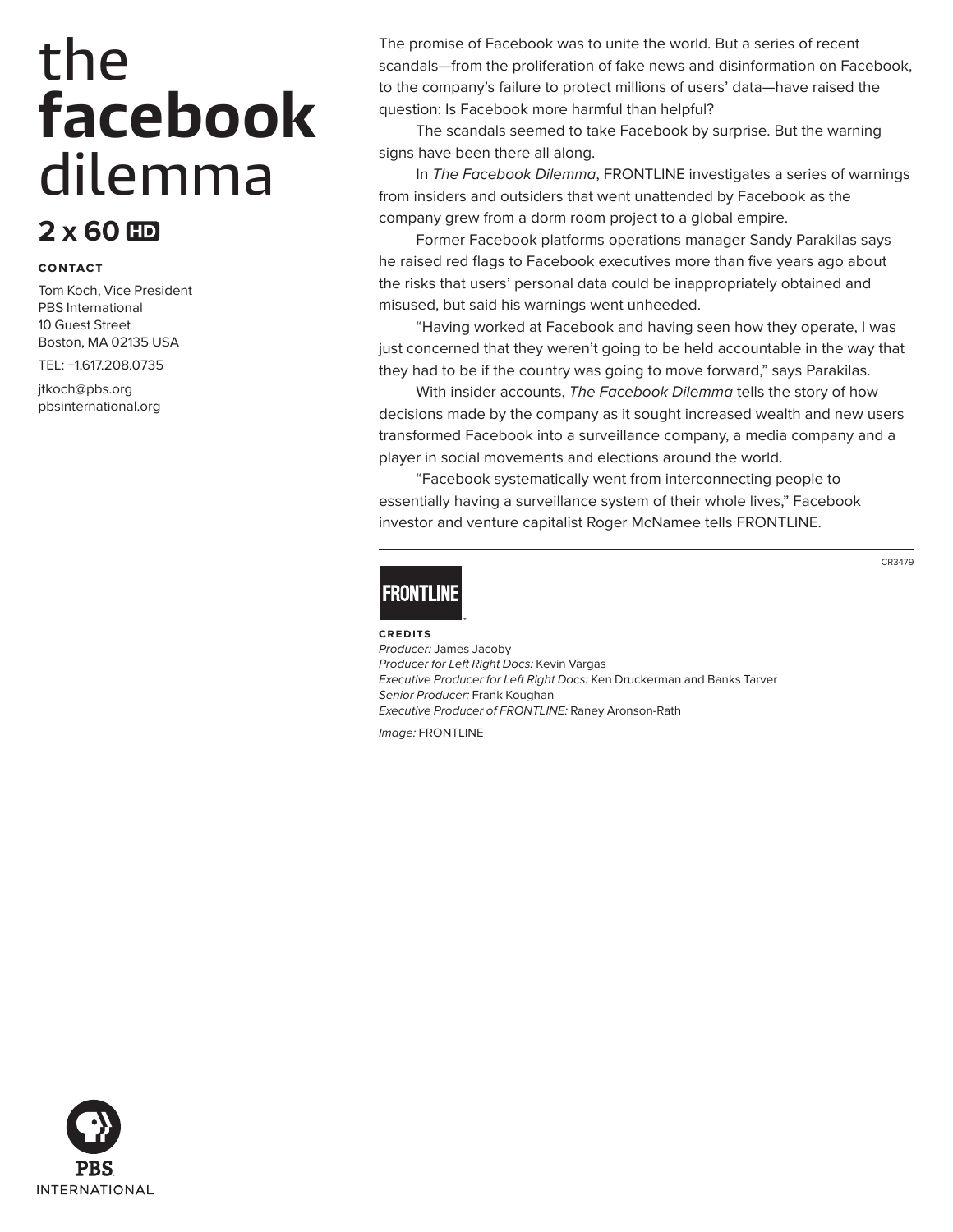# the **facebook** dilemma

## 2 x 60 HD

**CONTACT**

Tom Koch, Vice President
PBS International
10 Guest Street
Boston, MA 02135 USA

TEL: +1.617.208.0735

jtkoch@pbs.org
pbsinternational.org

The promise of Facebook was to unite the world. But a series of recent scandals—from the proliferation of fake news and disinformation on Facebook, to the company's failure to protect millions of users' data—have raised the question: Is Facebook more harmful than helpful?

The scandals seemed to take Facebook by surprise. But the warning signs have been there all along.

In *The Facebook Dilemma*, FRONTLINE investigates a series of warnings from insiders and outsiders that went unattended by Facebook as the company grew from a dorm room project to a global empire.

Former Facebook platforms operations manager Sandy Parakilas says he raised red flags to Facebook executives more than five years ago about the risks that users' personal data could be inappropriately obtained and misused, but said his warnings went unheeded.

"Having worked at Facebook and having seen how they operate, I was just concerned that they weren't going to be held accountable in the way that they had to be if the country was going to move forward," says Parakilas.

With insider accounts, *The Facebook Dilemma* tells the story of how decisions made by the company as it sought increased wealth and new users transformed Facebook into a surveillance company, a media company and a player in social movements and elections around the world.

"Facebook systematically went from interconnecting people to essentially having a surveillance system of their whole lives," Facebook investor and venture capitalist Roger McNamee tells FRONTLINE.

CR3479

FRONTLINE

**CREDITS**

*Producer:* James Jacoby
*Producer for Left Right Docs:* Kevin Vargas
*Executive Producer for Left Right Docs:* Ken Druckerman and Banks Tarver
*Senior Producer:* Frank Koughan
*Executive Producer of FRONTLINE:* Raney Aronson-Rath

*Image:* FRONTLINE

PBS INTERNATIONAL